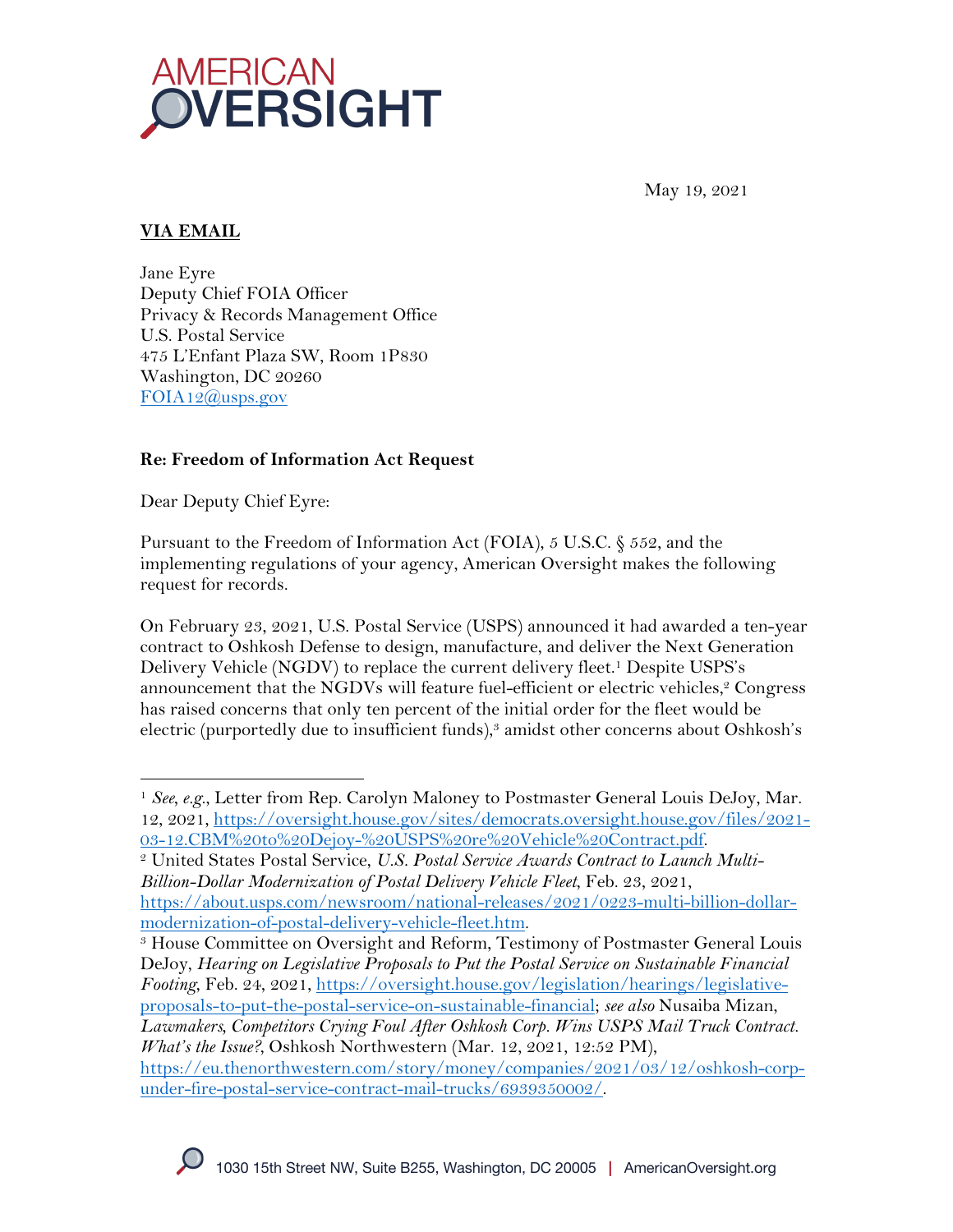May 19, 2021

**VIA EMAIL**

Jane Eyre
Deputy Chief FOIA Officer
Privacy & Records Management Office
U.S. Postal Service
475 L'Enfant Plaza SW, Room 1P830
Washington, DC 20260
[FOIA12@usps.gov](mailto:FOIA12@usps.gov)

**Re: Freedom of Information Act Request**

Dear Deputy Chief Eyre:

Pursuant to the Freedom of Information Act (FOIA), 5 U.S.C. § 552, and the implementing regulations of your agency, American Oversight makes the following request for records.

On February 23, 2021, U.S. Postal Service (USPS) announced it had awarded a ten-year contract to Oshkosh Defense to design, manufacture, and deliver the Next Generation Delivery Vehicle (NGDV) to replace the current delivery fleet.[1] Despite USPS's announcement that the NGDVs will feature fuel-efficient or electric vehicles,[2] Congress has raised concerns that only ten percent of the initial order for the fleet would be electric (purportedly due to insufficient funds),[3] amidst other concerns about Oshkosh's

---

[1] *See, e.g.*, Letter from Rep. Carolyn Maloney to Postmaster General Louis DeJoy, Mar. 12, 2021, [https://oversight.house.gov/sites/democrats.oversight.house.gov/files/2021-03-12.CBM%20to%20Dejoy-%20USPS%20re%20Vehicle%20Contract.pdf](https://oversight.house.gov/sites/democrats.oversight.house.gov/files/2021-03-12.CBM%20to%20Dejoy-%20USPS%20re%20Vehicle%20Contract.pdf).

[2] United States Postal Service, *U.S. Postal Service Awards Contract to Launch Multi-Billion-Dollar Modernization of Postal Delivery Vehicle Fleet*, Feb. 23, 2021, [https://about.usps.com/newsroom/national-releases/2021/0223-multi-billion-dollar-modernization-of-postal-delivery-vehicle-fleet.htm](https://about.usps.com/newsroom/national-releases/2021/0223-multi-billion-dollar-modernization-of-postal-delivery-vehicle-fleet.htm).

[3] House Committee on Oversight and Reform, Testimony of Postmaster General Louis DeJoy, *Hearing on Legislative Proposals to Put the Postal Service on Sustainable Financial Footing*, Feb. 24, 2021, [https://oversight.house.gov/legislation/hearings/legislative-proposals-to-put-the-postal-service-on-sustainable-financial](https://oversight.house.gov/legislation/hearings/legislative-proposals-to-put-the-postal-service-on-sustainable-financial); *see also* Nusaiba Mizan, *Lawmakers, Competitors Crying Foul After Oshkosh Corp. Wins USPS Mail Truck Contract. What's the Issue?*, Oshkosh Northwestern (Mar. 12, 2021, 12:52 PM), [https://eu.thenorthwestern.com/story/money/companies/2021/03/12/oshkosh-corp-under-fire-postal-service-contract-mail-trucks/6939350002/](https://eu.thenorthwestern.com/story/money/companies/2021/03/12/oshkosh-corp-under-fire-postal-service-contract-mail-trucks/6939350002/).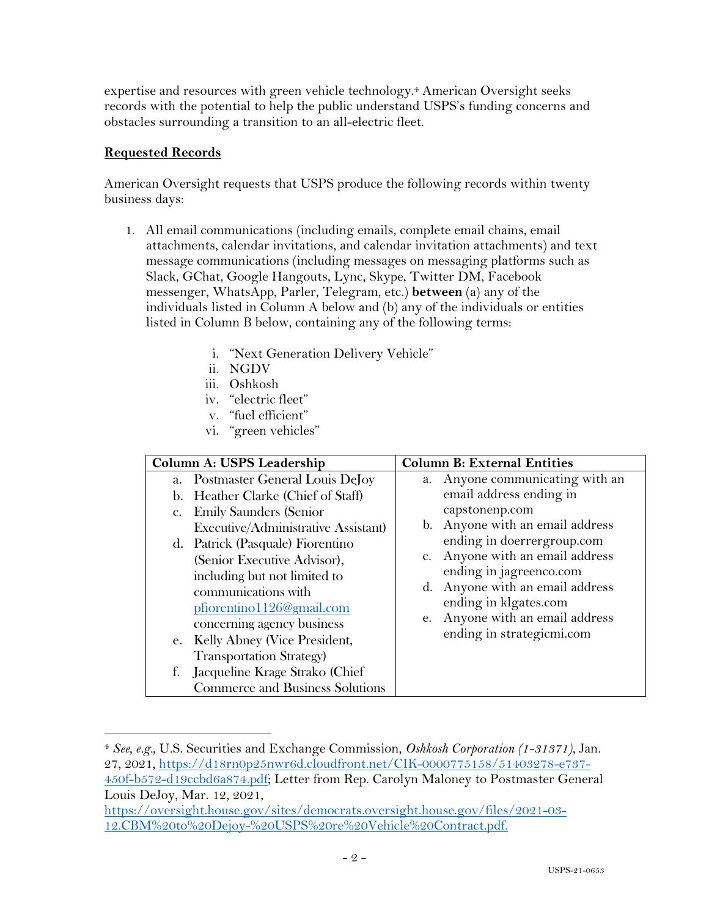expertise and resources with green vehicle technology.[4] American Oversight seeks records with the potential to help the public understand USPS's funding concerns and obstacles surrounding a transition to an all-electric fleet.

**Requested Records**

American Oversight requests that USPS produce the following records within twenty business days:

1. All email communications (including emails, complete email chains, email attachments, calendar invitations, and calendar invitation attachments) and text message communications (including messages on messaging platforms such as Slack, GChat, Google Hangouts, Lync, Skype, Twitter DM, Facebook messenger, WhatsApp, Parler, Telegram, etc.) **between** (a) any of the individuals listed in Column A below and (b) any of the individuals or entities listed in Column B below, containing any of the following terms:

    i. "Next Generation Delivery Vehicle"
    ii. NGDV
    iii. Oshkosh
    iv. "electric fleet"
    v. "fuel efficient"
    vi. "green vehicles"

| Column A: USPS Leadership | Column B: External Entities |
|---|---|
| a. Postmaster General Louis DeJoy<br>b. Heather Clarke (Chief of Staff)<br>c. Emily Saunders (Senior Executive/Administrative Assistant)<br>d. Patrick (Pasquale) Fiorentino (Senior Executive Advisor), including but not limited to communications with pfiorentino1126@gmail.com concerning agency business<br>e. Kelly Abney (Vice President, Transportation Strategy)<br>f. Jacqueline Krage Strako (Chief Commerce and Business Solutions | a. Anyone communicating with an email address ending in capstonenp.com<br>b. Anyone with an email address ending in doerrergroup.com<br>c. Anyone with an email address ending in jagreenco.com<br>d. Anyone with an email address ending in klgates.com<br>e. Anyone with an email address ending in strategicmi.com |

---

[4] *See, e.g.*, U.S. Securities and Exchange Commission, *Oshkosh Corporation (1-31371)*, Jan. 27, 2021, https://d18rn0p25nwr6d.cloudfront.net/CIK-0000775158/51403278-e737-450f-b572-d19ccbd6a874.pdf; Letter from Rep. Carolyn Maloney to Postmaster General Louis DeJoy, Mar. 12, 2021, https://oversight.house.gov/sites/democrats.oversight.house.gov/files/2021-03-12.CBM%20to%20Dejoy-%20USPS%20re%20Vehicle%20Contract.pdf.

USPS-21-0653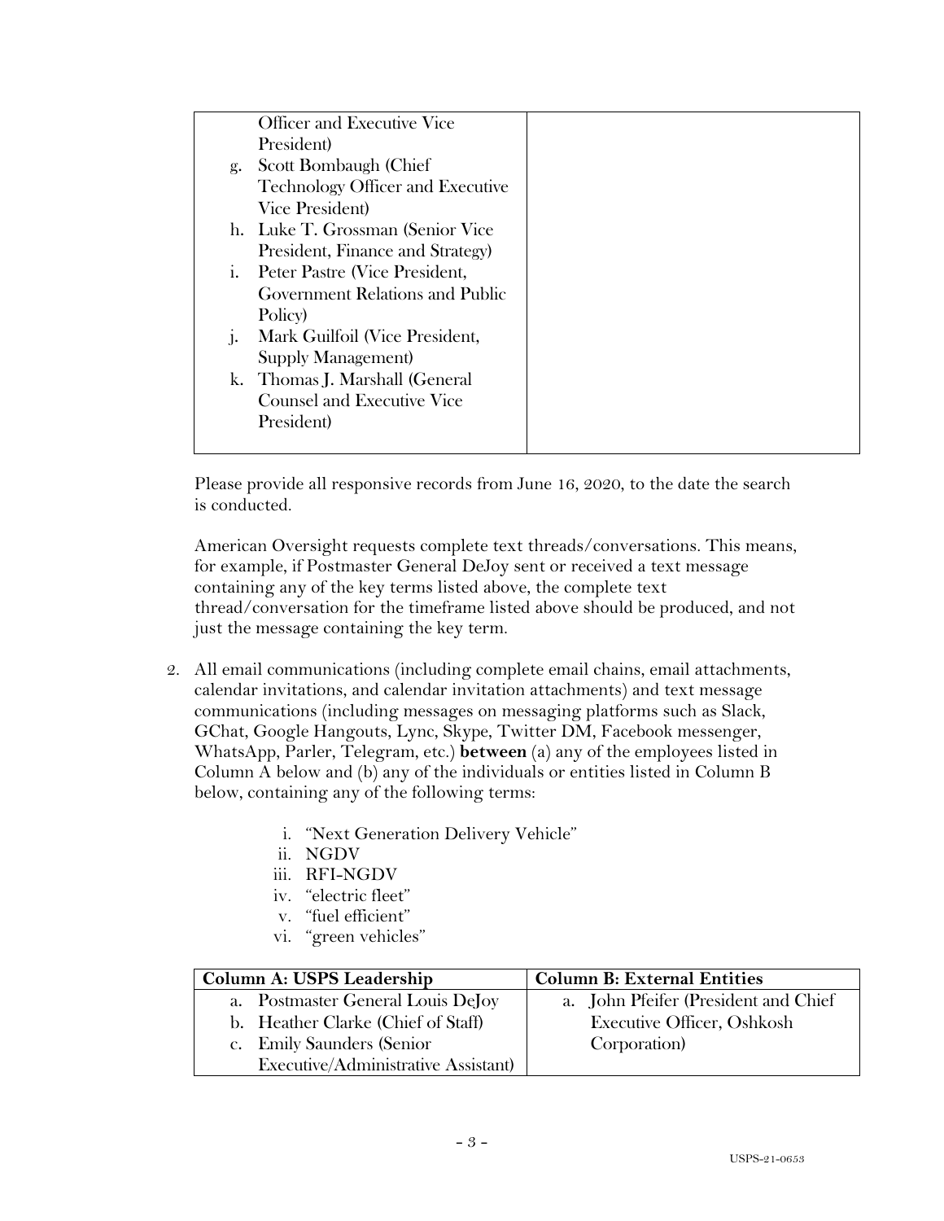| | |
|---|---|
| Officer and Executive Vice President)<br>g. Scott Bombaugh (Chief Technology Officer and Executive Vice President)<br>h. Luke T. Grossman (Senior Vice President, Finance and Strategy)<br>i. Peter Pastre (Vice President, Government Relations and Public Policy)<br>j. Mark Guilfoil (Vice President, Supply Management)<br>k. Thomas J. Marshall (General Counsel and Executive Vice President) | |

Please provide all responsive records from June 16, 2020, to the date the search is conducted.

American Oversight requests complete text threads/conversations. This means, for example, if Postmaster General DeJoy sent or received a text message containing any of the key terms listed above, the complete text thread/conversation for the timeframe listed above should be produced, and not just the message containing the key term.

2. All email communications (including complete email chains, email attachments, calendar invitations, and calendar invitation attachments) and text message communications (including messages on messaging platforms such as Slack, GChat, Google Hangouts, Lync, Skype, Twitter DM, Facebook messenger, WhatsApp, Parler, Telegram, etc.) **between** (a) any of the employees listed in Column A below and (b) any of the individuals or entities listed in Column B below, containing any of the following terms:

   i. "Next Generation Delivery Vehicle"
   ii. NGDV
   iii. RFI-NGDV
   iv. "electric fleet"
   v. "fuel efficient"
   vi. "green vehicles"

| Column A: USPS Leadership | Column B: External Entities |
|---|---|
| a. Postmaster General Louis DeJoy<br>b. Heather Clarke (Chief of Staff)<br>c. Emily Saunders (Senior Executive/Administrative Assistant) | a. John Pfeifer (President and Chief Executive Officer, Oshkosh Corporation) |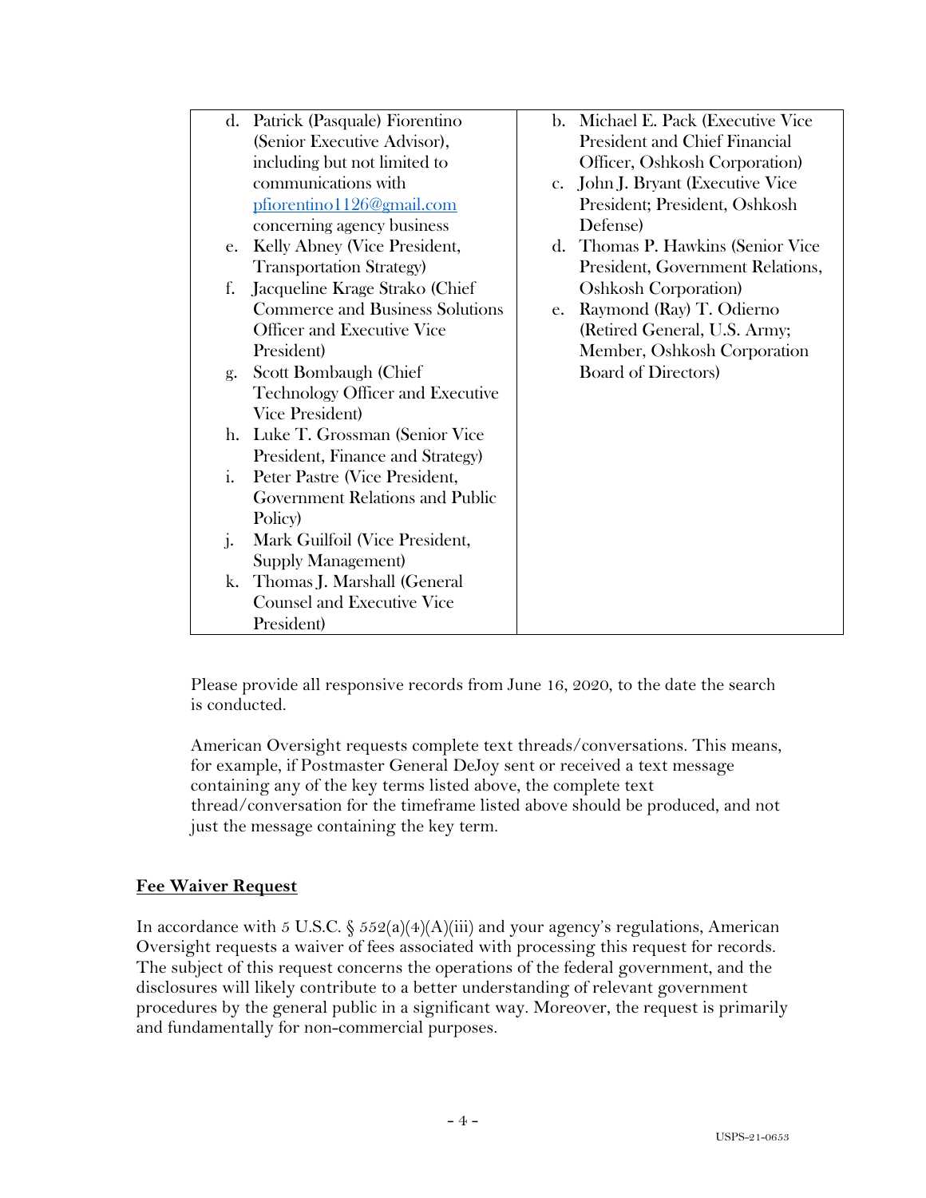| | |
|---|---|
| d. Patrick (Pasquale) Fiorentino (Senior Executive Advisor), including but not limited to communications with pfiorentino1126@gmail.com concerning agency business<br>e. Kelly Abney (Vice President, Transportation Strategy)<br>f. Jacqueline Krage Strako (Chief Commerce and Business Solutions Officer and Executive Vice President)<br>g. Scott Bombaugh (Chief Technology Officer and Executive Vice President)<br>h. Luke T. Grossman (Senior Vice President, Finance and Strategy)<br>i. Peter Pastre (Vice President, Government Relations and Public Policy)<br>j. Mark Guilfoil (Vice President, Supply Management)<br>k. Thomas J. Marshall (General Counsel and Executive Vice President) | b. Michael E. Pack (Executive Vice President and Chief Financial Officer, Oshkosh Corporation)<br>c. John J. Bryant (Executive Vice President; President, Oshkosh Defense)<br>d. Thomas P. Hawkins (Senior Vice President, Government Relations, Oshkosh Corporation)<br>e. Raymond (Ray) T. Odierno (Retired General, U.S. Army; Member, Oshkosh Corporation Board of Directors) |

Please provide all responsive records from June 16, 2020, to the date the search is conducted.

American Oversight requests complete text threads/conversations. This means, for example, if Postmaster General DeJoy sent or received a text message containing any of the key terms listed above, the complete text thread/conversation for the timeframe listed above should be produced, and not just the message containing the key term.

## Fee Waiver Request

In accordance with 5 U.S.C. § 552(a)(4)(A)(iii) and your agency's regulations, American Oversight requests a waiver of fees associated with processing this request for records. The subject of this request concerns the operations of the federal government, and the disclosures will likely contribute to a better understanding of relevant government procedures by the general public in a significant way. Moreover, the request is primarily and fundamentally for non-commercial purposes.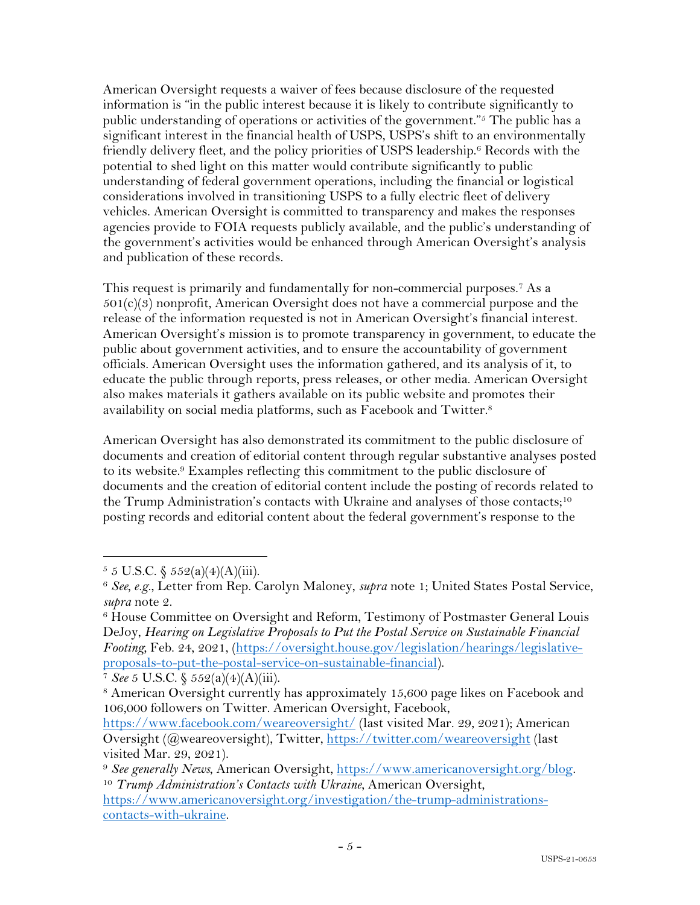American Oversight requests a waiver of fees because disclosure of the requested information is "in the public interest because it is likely to contribute significantly to public understanding of operations or activities of the government."[5] The public has a significant interest in the financial health of USPS, USPS's shift to an environmentally friendly delivery fleet, and the policy priorities of USPS leadership.[6] Records with the potential to shed light on this matter would contribute significantly to public understanding of federal government operations, including the financial or logistical considerations involved in transitioning USPS to a fully electric fleet of delivery vehicles. American Oversight is committed to transparency and makes the responses agencies provide to FOIA requests publicly available, and the public's understanding of the government's activities would be enhanced through American Oversight's analysis and publication of these records.

This request is primarily and fundamentally for non-commercial purposes.[7] As a 501(c)(3) nonprofit, American Oversight does not have a commercial purpose and the release of the information requested is not in American Oversight's financial interest. American Oversight's mission is to promote transparency in government, to educate the public about government activities, and to ensure the accountability of government officials. American Oversight uses the information gathered, and its analysis of it, to educate the public through reports, press releases, or other media. American Oversight also makes materials it gathers available on its public website and promotes their availability on social media platforms, such as Facebook and Twitter.[8]

American Oversight has also demonstrated its commitment to the public disclosure of documents and creation of editorial content through regular substantive analyses posted to its website.[9] Examples reflecting this commitment to the public disclosure of documents and the creation of editorial content include the posting of records related to the Trump Administration's contacts with Ukraine and analyses of those contacts;[10] posting records and editorial content about the federal government's response to the

---

[5] 5 U.S.C. § 552(a)(4)(A)(iii).

[6] *See, e.g.*, Letter from Rep. Carolyn Maloney, *supra* note 1; United States Postal Service, *supra* note 2.

[6] House Committee on Oversight and Reform, Testimony of Postmaster General Louis DeJoy, *Hearing on Legislative Proposals to Put the Postal Service on Sustainable Financial Footing*, Feb. 24, 2021, (https://oversight.house.gov/legislation/hearings/legislative-proposals-to-put-the-postal-service-on-sustainable-financial).

[7] *See* 5 U.S.C. § 552(a)(4)(A)(iii).

[8] American Oversight currently has approximately 15,600 page likes on Facebook and 106,000 followers on Twitter. American Oversight, Facebook, https://www.facebook.com/weareoversight/ (last visited Mar. 29, 2021); American Oversight (@weareoversight), Twitter, https://twitter.com/weareoversight (last visited Mar. 29, 2021).

[9] *See generally News*, American Oversight, https://www.americanoversight.org/blog.

[10] *Trump Administration's Contacts with Ukraine*, American Oversight, https://www.americanoversight.org/investigation/the-trump-administrations-contacts-with-ukraine.

USPS-21-0653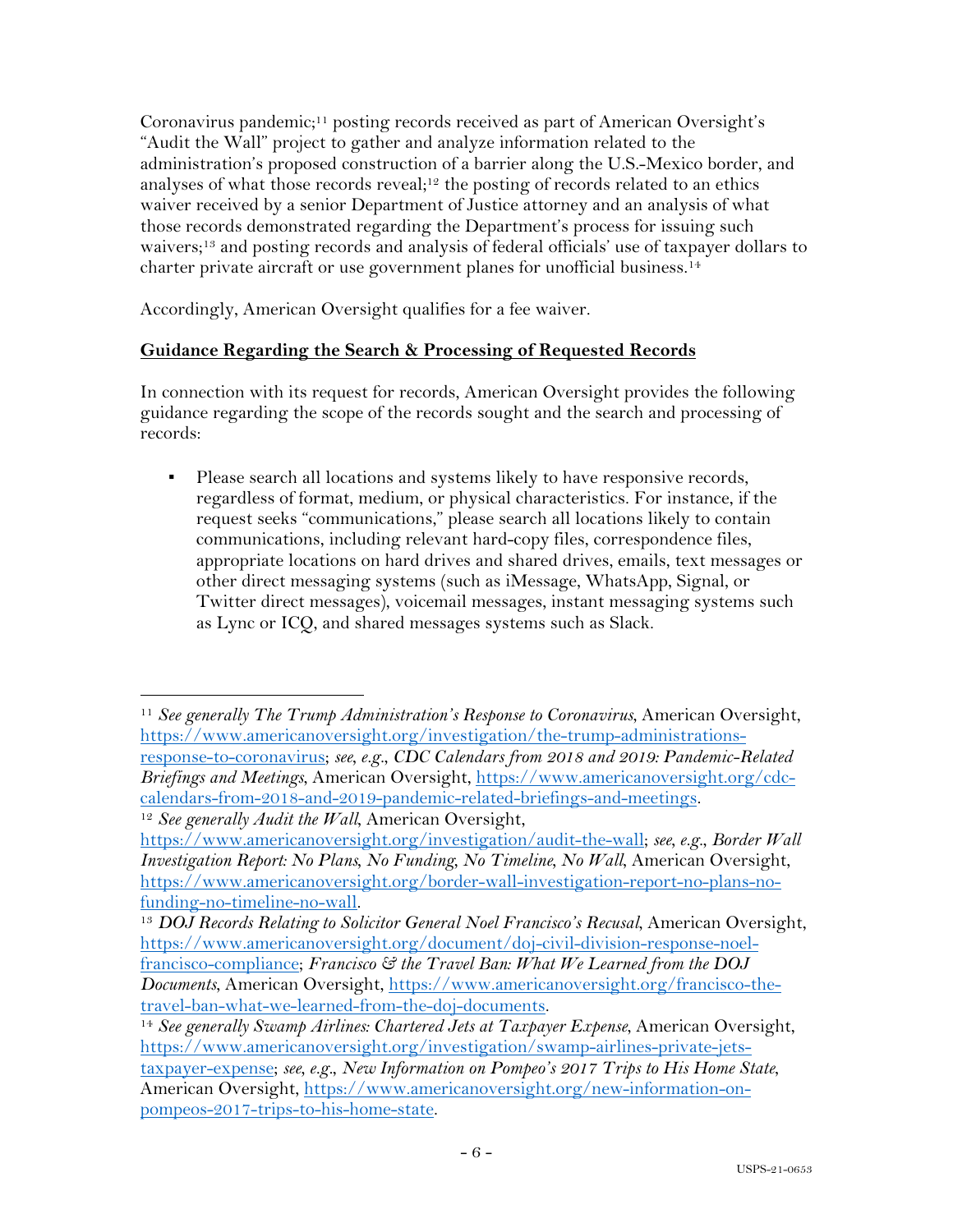Coronavirus pandemic;[11] posting records received as part of American Oversight's "Audit the Wall" project to gather and analyze information related to the administration's proposed construction of a barrier along the U.S.-Mexico border, and analyses of what those records reveal;[12] the posting of records related to an ethics waiver received by a senior Department of Justice attorney and an analysis of what those records demonstrated regarding the Department's process for issuing such waivers;[13] and posting records and analysis of federal officials' use of taxpayer dollars to charter private aircraft or use government planes for unofficial business.[14]

Accordingly, American Oversight qualifies for a fee waiver.

**Guidance Regarding the Search & Processing of Requested Records**

In connection with its request for records, American Oversight provides the following guidance regarding the scope of the records sought and the search and processing of records:

- Please search all locations and systems likely to have responsive records, regardless of format, medium, or physical characteristics. For instance, if the request seeks "communications," please search all locations likely to contain communications, including relevant hard-copy files, correspondence files, appropriate locations on hard drives and shared drives, emails, text messages or other direct messaging systems (such as iMessage, WhatsApp, Signal, or Twitter direct messages), voicemail messages, instant messaging systems such as Lync or ICQ, and shared messages systems such as Slack.

---

[11] *See generally The Trump Administration's Response to Coronavirus*, American Oversight, https://www.americanoversight.org/investigation/the-trump-administrations-response-to-coronavirus; *see, e.g.*, *CDC Calendars from 2018 and 2019: Pandemic-Related Briefings and Meetings*, American Oversight, https://www.americanoversight.org/cdc-calendars-from-2018-and-2019-pandemic-related-briefings-and-meetings.

[12] *See generally Audit the Wall*, American Oversight, https://www.americanoversight.org/investigation/audit-the-wall; *see, e.g.*, *Border Wall Investigation Report: No Plans, No Funding, No Timeline, No Wall*, American Oversight, https://www.americanoversight.org/border-wall-investigation-report-no-plans-no-funding-no-timeline-no-wall.

[13] *DOJ Records Relating to Solicitor General Noel Francisco's Recusal*, American Oversight, https://www.americanoversight.org/document/doj-civil-division-response-noel-francisco-compliance; *Francisco & the Travel Ban: What We Learned from the DOJ Documents*, American Oversight, https://www.americanoversight.org/francisco-the-travel-ban-what-we-learned-from-the-doj-documents.

[14] *See generally Swamp Airlines: Chartered Jets at Taxpayer Expense*, American Oversight, https://www.americanoversight.org/investigation/swamp-airlines-private-jets-taxpayer-expense; *see, e.g.*, *New Information on Pompeo's 2017 Trips to His Home State*, American Oversight, https://www.americanoversight.org/new-information-on-pompeos-2017-trips-to-his-home-state.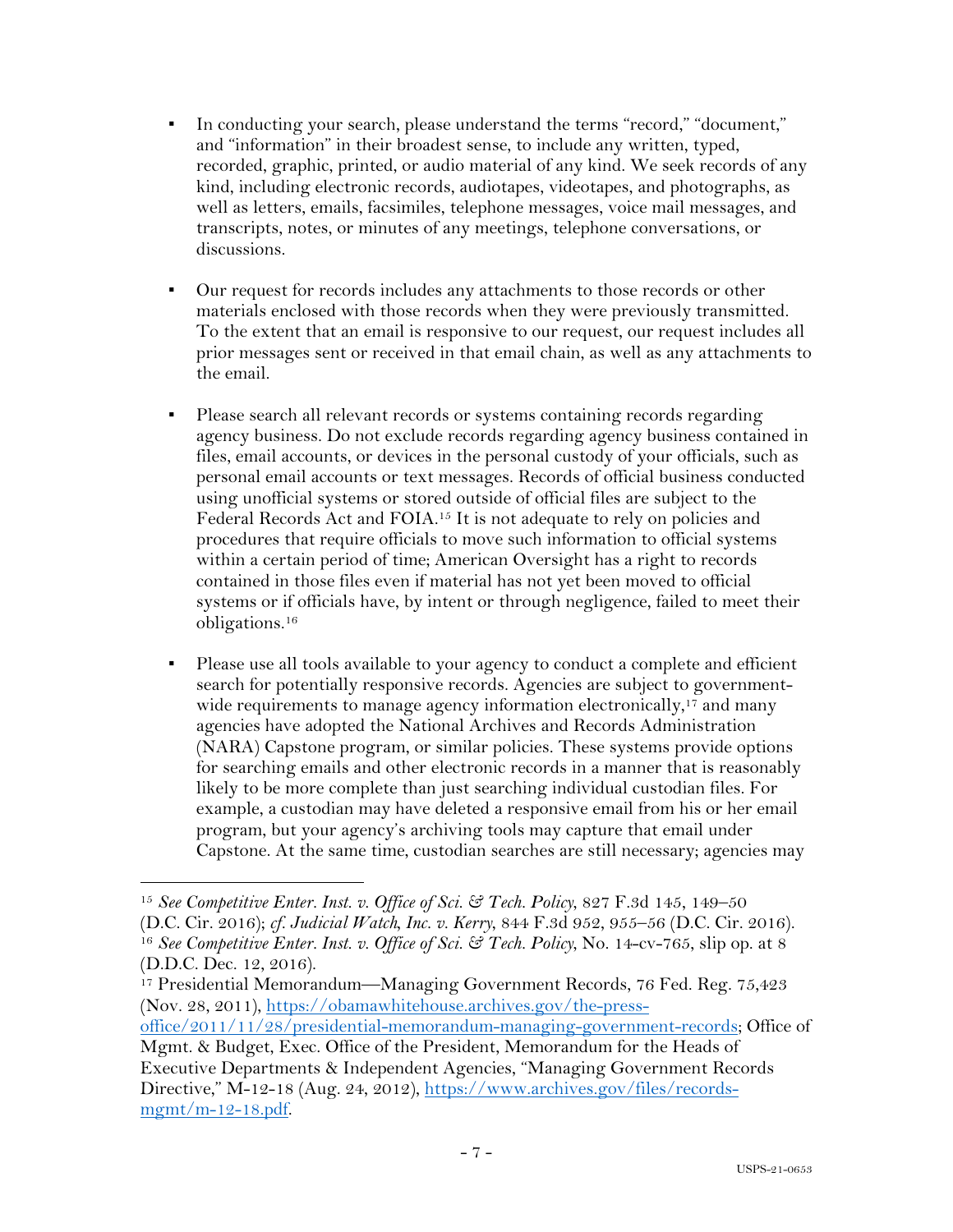- In conducting your search, please understand the terms "record," "document," and "information" in their broadest sense, to include any written, typed, recorded, graphic, printed, or audio material of any kind. We seek records of any kind, including electronic records, audiotapes, videotapes, and photographs, as well as letters, emails, facsimiles, telephone messages, voice mail messages, and transcripts, notes, or minutes of any meetings, telephone conversations, or discussions.

- Our request for records includes any attachments to those records or other materials enclosed with those records when they were previously transmitted. To the extent that an email is responsive to our request, our request includes all prior messages sent or received in that email chain, as well as any attachments to the email.

- Please search all relevant records or systems containing records regarding agency business. Do not exclude records regarding agency business contained in files, email accounts, or devices in the personal custody of your officials, such as personal email accounts or text messages. Records of official business conducted using unofficial systems or stored outside of official files are subject to the Federal Records Act and FOIA.[15] It is not adequate to rely on policies and procedures that require officials to move such information to official systems within a certain period of time; American Oversight has a right to records contained in those files even if material has not yet been moved to official systems or if officials have, by intent or through negligence, failed to meet their obligations.[16]

- Please use all tools available to your agency to conduct a complete and efficient search for potentially responsive records. Agencies are subject to government-wide requirements to manage agency information electronically,[17] and many agencies have adopted the National Archives and Records Administration (NARA) Capstone program, or similar policies. These systems provide options for searching emails and other electronic records in a manner that is reasonably likely to be more complete than just searching individual custodian files. For example, a custodian may have deleted a responsive email from his or her email program, but your agency's archiving tools may capture that email under Capstone. At the same time, custodian searches are still necessary; agencies may

---

[15] *See Competitive Enter. Inst. v. Office of Sci. & Tech. Policy*, 827 F.3d 145, 149–50 (D.C. Cir. 2016); *cf. Judicial Watch, Inc. v. Kerry*, 844 F.3d 952, 955–56 (D.C. Cir. 2016).

[16] *See Competitive Enter. Inst. v. Office of Sci. & Tech. Policy*, No. 14-cv-765, slip op. at 8 (D.D.C. Dec. 12, 2016).

[17] Presidential Memorandum—Managing Government Records, 76 Fed. Reg. 75,423 (Nov. 28, 2011), https://obamawhitehouse.archives.gov/the-press-office/2011/11/28/presidential-memorandum-managing-government-records; Office of Mgmt. & Budget, Exec. Office of the President, Memorandum for the Heads of Executive Departments & Independent Agencies, "Managing Government Records Directive," M-12-18 (Aug. 24, 2012), https://www.archives.gov/files/records-mgmt/m-12-18.pdf.

USPS-21-0653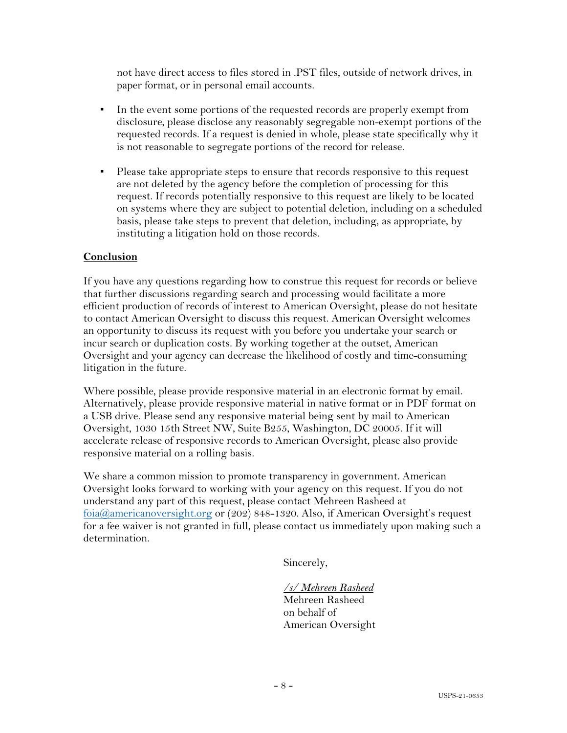not have direct access to files stored in .PST files, outside of network drives, in paper format, or in personal email accounts.

- In the event some portions of the requested records are properly exempt from disclosure, please disclose any reasonably segregable non-exempt portions of the requested records. If a request is denied in whole, please state specifically why it is not reasonable to segregate portions of the record for release.

- Please take appropriate steps to ensure that records responsive to this request are not deleted by the agency before the completion of processing for this request. If records potentially responsive to this request are likely to be located on systems where they are subject to potential deletion, including on a scheduled basis, please take steps to prevent that deletion, including, as appropriate, by instituting a litigation hold on those records.

**Conclusion**

If you have any questions regarding how to construe this request for records or believe that further discussions regarding search and processing would facilitate a more efficient production of records of interest to American Oversight, please do not hesitate to contact American Oversight to discuss this request. American Oversight welcomes an opportunity to discuss its request with you before you undertake your search or incur search or duplication costs. By working together at the outset, American Oversight and your agency can decrease the likelihood of costly and time-consuming litigation in the future.

Where possible, please provide responsive material in an electronic format by email. Alternatively, please provide responsive material in native format or in PDF format on a USB drive. Please send any responsive material being sent by mail to American Oversight, 1030 15th Street NW, Suite B255, Washington, DC 20005. If it will accelerate release of responsive records to American Oversight, please also provide responsive material on a rolling basis.

We share a common mission to promote transparency in government. American Oversight looks forward to working with your agency on this request. If you do not understand any part of this request, please contact Mehreen Rasheed at foia@americanoversight.org or (202) 848-1320. Also, if American Oversight's request for a fee waiver is not granted in full, please contact us immediately upon making such a determination.

Sincerely,

*/s/ Mehreen Rasheed*
Mehreen Rasheed
on behalf of
American Oversight

USPS-21-0653